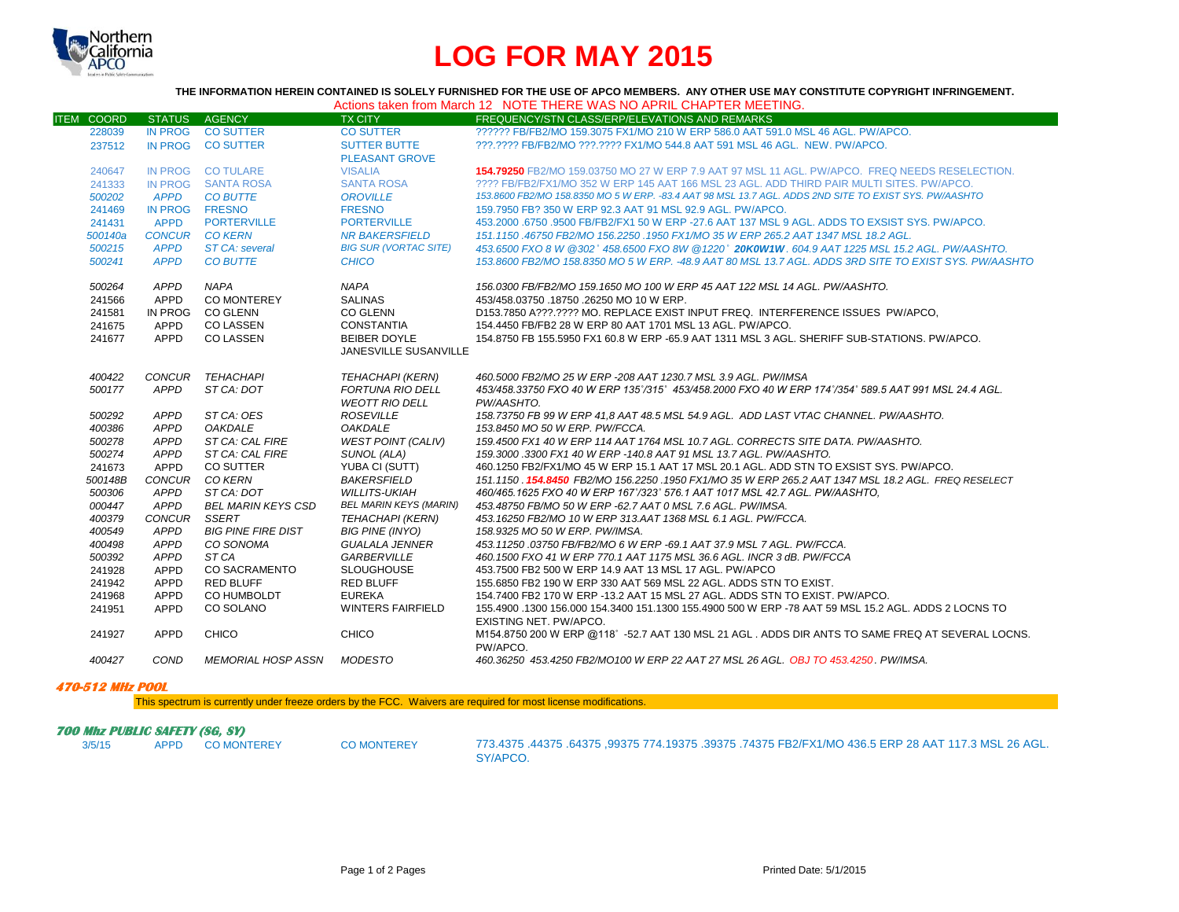# LOG FOR MAY 2015

**THE INFORMATION HEREIN CONTAINED IS SOLELY FURNISHED FOR THE USE OF APCO MEMBERS. ANY OTHER USE MAY CONSTITUTE COPYRIGHT INFRINGEMENT.**

Actions taken from March 12 NOTE THERE WAS NO APRIL CHAPTER MEETING.

| ITEM | COORD | STATUS | AGENCY | TX CITY | FREQUENCY/STN CLASS/ERP/ELEVATIONS AND REMARKS |
|---|---|---|---|---|---|
| | 228039 | IN PROG | CO SUTTER | CO SUTTER | ?????? FB/FB2/MO 159.3075 FX1/MO 210 W ERP 586.0 AAT 591.0 MSL 46 AGL. PW/APCO. |
| | 237512 | IN PROG | CO SUTTER | SUTTER BUTTE PLEASANT GROVE | ???.???? FB/FB2/MO ???.???? FX1/MO 544.8 AAT 591 MSL 46 AGL. NEW. PW/APCO. |
| | 240647 | IN PROG | CO TULARE | VISALIA | **154.79250** FB2/MO 159.03750 MO 27 W ERP 7.9 AAT 97 MSL 11 AGL. PW/APCO. FREQ NEEDS RESELECTION. |
| | 241333 | IN PROG | SANTA ROSA | SANTA ROSA | ???? FB/FB2/FX1/MO 352 W ERP 145 AAT 166 MSL 23 AGL. ADD THIRD PAIR MULTI SITES. PW/APCO. |
| | *500202* | *APPD* | *CO BUTTE* | *OROVILLE* | *153.8600 FB2/MO 158.8350 MO 5 W ERP. -83.4 AAT 98 MSL 13.7 AGL. ADDS 2ND SITE TO EXIST SYS. PW/AASHTO* |
| | 241469 | IN PROG | FRESNO | FRESNO | 159.7950 FB? 350 W ERP 92.3 AAT 91 MSL 92.9 AGL. PW/APCO. |
| | 241431 | APPD | PORTERVILLE | PORTERVILLE | 453.2000 .6750 .9500 FB/FB2/FX1 50 W ERP -27.6 AAT 137 MSL 9 AGL. ADDS TO EXSIST SYS. PW/APCO. |
| | *500140a* | *CONCUR* | *CO KERN* | *NR BAKERSFIELD* | *151.1150 .46750 FB2/MO 156.2250 .1950 FX1/MO 35 W ERP 265.2 AAT 1347 MSL 18.2 AGL.* |
| | *500215* | *APPD* | *ST CA: several* | *BIG SUR (VORTAC SITE)* | *453.6500 FXO 8 W @302° 458.6500 FXO 8W @1220° **20K0W1W**. 604.9 AAT 1225 MSL 15.2 AGL. PW/AASHTO.* |
| | *500241* | *APPD* | *CO BUTTE* | *CHICO* | *153.8600 FB2/MO 158.8350 MO 5 W ERP. -48.9 AAT 80 MSL 13.7 AGL. ADDS 3RD SITE TO EXIST SYS. PW/AASHTO* |
| | *500264* | *APPD* | *NAPA* | *NAPA* | *156.0300 FB/FB2/MO 159.1650 MO 100 W ERP 45 AAT 122 MSL 14 AGL. PW/AASHTO.* |
| | 241566 | APPD | CO MONTEREY | SALINAS | 453/458.03750 .18750 .26250 MO 10 W ERP. |
| | 241581 | IN PROG | CO GLENN | CO GLENN | D153.7850 A???.???? MO. REPLACE EXIST INPUT FREQ. INTERFERENCE ISSUES PW/APCO, |
| | 241675 | APPD | CO LASSEN | CONSTANTIA | 154.4450 FB/FB2 28 W ERP 80 AAT 1701 MSL 13 AGL. PW/APCO. |
| | 241677 | APPD | CO LASSEN | BEIBER DOYLE JANESVILLE SUSANVILLE | 154.8750 FB 155.5950 FX1 60.8 W ERP -65.9 AAT 1311 MSL 3 AGL. SHERIFF SUB-STATIONS. PW/APCO. |
| | *400422* | *CONCUR* | *TEHACHAPI* | *TEHACHAPI (KERN)* | *460.5000 FB2/MO 25 W ERP -208 AAT 1230.7 MSL 3.9 AGL. PW/IMSA* |
| | *500177* | *APPD* | *ST CA: DOT* | *FORTUNA RIO DELL WEOTT RIO DELL* | *453/458.33750 FXO 40 W ERP 135°/315° 453/458.2000 FXO 40 W ERP 174°/354° 589.5 AAT 991 MSL 24.4 AGL. PW/AASHTO.* |
| | *500292* | *APPD* | *ST CA: OES* | *ROSEVILLE* | *158.73750 FB 99 W ERP 41,8 AAT 48.5 MSL 54.9 AGL. ADD LAST VTAC CHANNEL. PW/AASHTO.* |
| | *400386* | *APPD* | *OAKDALE* | *OAKDALE* | *153.8450 MO 50 W ERP. PW/FCCA.* |
| | *500278* | *APPD* | *ST CA: CAL FIRE* | *WEST POINT (CALIV)* | *159.4500 FX1 40 W ERP 114 AAT 1764 MSL 10.7 AGL. CORRECTS SITE DATA. PW/AASHTO.* |
| | *500274* | *APPD* | *ST CA: CAL FIRE* | *SUNOL (ALA)* | *159.3000 .3300 FX1 40 W ERP -140.8 AAT 91 MSL 13.7 AGL. PW/AASHTO.* |
| | 241673 | APPD | CO SUTTER | YUBA CI (SUTT) | 460.1250 FB2/FX1/MO 45 W ERP 15.1 AAT 17 MSL 20.1 AGL. ADD STN TO EXSIST SYS. PW/APCO. |
| | *500148B* | *CONCUR* | *CO KERN* | *BAKERSFIELD* | *151.1150 . **154.8450** FB2/MO 156.2250 .1950 FX1/MO 35 W ERP 265.2 AAT 1347 MSL 18.2 AGL. FREQ RESELECT* |
| | *500306* | *APPD* | *ST CA: DOT* | *WILLITS-UKIAH* | *460/465.1625 FXO 41 W ERP 167°/323° 576.1 AAT 1017 MSL 42.7 AGL. PW/AASHTO,* |
| | *000447* | *APPD* | *BEL MARIN KEYS CSD* | *BEL MARIN KEYS (MARIN)* | *453.48750 FB/MO 50 W ERP -62.7 AAT 0 MSL 7.6 AGL. PW/IMSA.* |
| | *400379* | *CONCUR* | *SSERT* | *TEHACHAPI (KERN)* | *453.16250 FB2/MO 10 W ERP 313.AAT 1368 MSL 6.1 AGL. PW/FCCA.* |
| | *400549* | *APPD* | *BIG PINE FIRE DIST* | *BIG PINE (INYO)* | *158.9325 MO 50 W ERP. PW/IMSA.* |
| | *400498* | *APPD* | *CO SONOMA* | *GUALALA JENNER* | *453.11250 .03750 FB/FB2/MO 6 W ERP -69.1 AAT 37.9 MSL 7 AGL. PW/FCCA.* |
| | *500392* | *APPD* | *ST CA* | *GARBERVILLE* | *460.1500 FXO 41 W ERP 770.1 AAT 1175 MSL 36.6 AGL. INCR 3 dB. PW/FCCA* |
| | 241928 | APPD | CO SACRAMENTO | SLOUGHOUSE | 453.7500 FB2 500 W ERP 14.9 AAT 13 MSL 17 AGL. PW/APCO |
| | 241942 | APPD | RED BLUFF | RED BLUFF | 155.6850 FB2 190 W ERP 330 AAT 569 MSL 22 AGL. ADDS STN TO EXIST. |
| | 241968 | APPD | CO HUMBOLDT | EUREKA | 154.7400 FB2 170 W ERP -13.2 AAT 15 MSL 27 AGL. ADDS STN TO EXIST. PW/APCO. |
| | 241951 | APPD | CO SOLANO | WINTERS FAIRFIELD | 155.4900 .1300 156.000 154.3400 151.1300 155.4900 500 W ERP -78 AAT 59 MSL 15.2 AGL. ADDS 2 LOCNS TO EXISTING NET. PW/APCO. |
| | 241927 | APPD | CHICO | CHICO | M154.8750 200 W ERP @118° -52.7 AAT 130 MSL 21 AGL . ADDS DIR ANTS TO SAME FREQ AT SEVERAL LOCNS. PW/APCO. |
| | *400427* | *COND* | *MEMORIAL HOSP ASSN* | *MODESTO* | *460.36250 453.4250 FB2/MO100 W ERP 22 AAT 27 MSL 26 AGL. OBJ TO 453.4250. PW/IMSA.* |

***470-512 MHz POOL***

This spectrum is currently under freeze orders by the FCC. Waivers are required for most license modifications.

***700 Mhz PUBLIC SAFETY (SG, SY)***

| COORD | STATUS | AGENCY | TX CITY | FREQUENCY/STN CLASS/ERP/ELEVATIONS AND REMARKS |
|---|---|---|---|---|
| 3/5/15 | APPD | CO MONTEREY | CO MONTEREY | 773.4375 .44375 .64375 ,99375 774.19375 .39375 .74375 FB2/FX1/MO 436.5 ERP 28 AAT 117.3 MSL 26 AGL. SY/APCO. |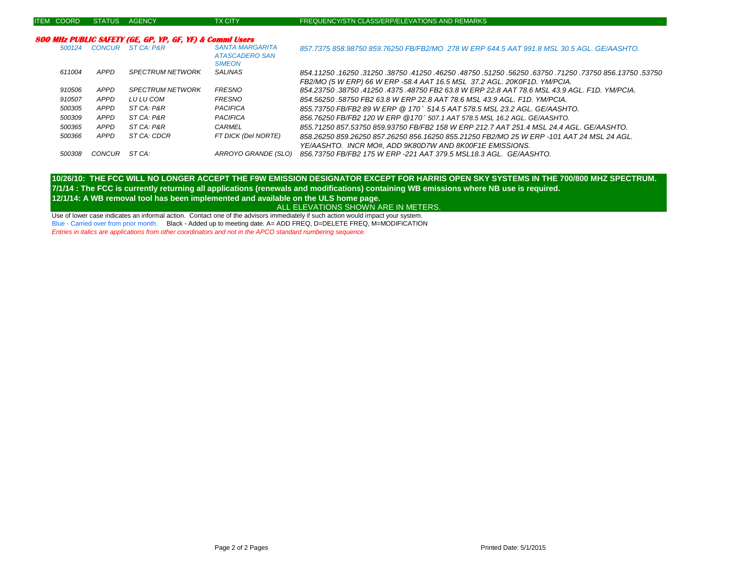| ITEM | COORD | STATUS | AGENCY | TX CITY | FREQUENCY/STN CLASS/ERP/ELEVATIONS AND REMARKS |
|---|---|---|---|---|---|
| ***800 MHz PUBLIC SAFETY (GE, GP, YP, GF, YF) & Comml Users*** | | | | | |
| | *500124* | *CONCUR* | *ST CA: P&R* | *SANTA MARGARITA ATASCADERO SAN SIMEON* | *857.7375 858.98750 859.76250 FB/FB2/MO 278 W ERP 644.5 AAT 991.8 MSL 30.5 AGL. GE/AASHTO.* |
| | *611004* | *APPD* | *SPECTRUM NETWORK* | *SALINAS* | *854.11250 .16250 .31250 .38750 .41250 .46250 .48750 .51250 .56250 .63750 .71250 .73750 856.13750 .53750 FB2/MO (5 W ERP) 66 W ERP -58.4 AAT 16.5 MSL 37.2 AGL. 20K0F1D. YM/PCIA.* |
| | *910506* | *APPD* | *SPECTRUM NETWORK* | *FRESNO* | *854.23750 .38750 .41250 .4375 .48750 FB2 63.8 W ERP 22.8 AAT 78.6 MSL 43.9 AGL. F1D. YM/PCIA.* |
| | *910507* | *APPD* | *LU LU COM* | *FRESNO* | *854.56250 .58750 FB2 63.8 W ERP 22.8 AAT 78.6 MSL 43.9 AGL. F1D. YM/PCIA.* |
| | *500305* | *APPD* | *ST CA: P&R* | *PACIFICA* | *855.73750 FB/FB2 89 W ERP @ 170˚ 514.5 AAT 578.5 MSL 23.2 AGL. GE/AASHTO.* |
| | *500309* | *APPD* | *ST CA: P&R* | *PACIFICA* | *856.76250 FB/FB2 120 W ERP @170˚ 507.1 AAT 578.5 MSL 16.2 AGL. GE/AASHTO.* |
| | *500365* | *APPD* | *ST CA: P&R* | *CARMEL* | *855.71250 857.53750 859.93750 FB/FB2 158 W ERP 212.7 AAT 251.4 MSL 24.4 AGL. GE/AASHTO.* |
| | *500366* | *APPD* | *ST CA: CDCR* | *FT DICK (Del NORTE)* | *858.26250 859.26250 857.26250 856.16250 855.21250 FB2/MO 25 W ERP -101 AAT 24 MSL 24 AGL. YE/AASHTO. INCR MO#, ADD 9K80D7W AND 8K00F1E EMISSIONS.* |
| | *500308* | *CONCUR* | *ST CA:* | *ARROYO GRANDE (SLO)* | *856.73750 FB/FB2 175 W ERP -221 AAT 379.5 MSL18.3 AGL. GE/AASHTO.* |

**10/26/10: THE FCC WILL NO LONGER ACCEPT THE F9W EMISSION DESIGNATOR EXCEPT FOR HARRIS OPEN SKY SYSTEMS IN THE 700/800 MHZ SPECTRUM.**
**7/1/14 : The FCC is currently returning all applications (renewals and modifications) containing WB emissions where NB use is required.**
**12/1/14: A WB removal tool has been implemented and available on the ULS home page.**

ALL ELEVATIONS SHOWN ARE IN METERS.

Use of lower case indicates an informal action. Contact one of the advisors immediately if such action would impact your system.

Blue - Carried over from prior month. Black - Added up to meeting date. A= ADD FREQ, D=DELETE FREQ, M=MODIFICATION

*Entries in italics are applications from other coordinators and not in the APCO standard numbering sequence.*

Printed Date: 5/1/2015